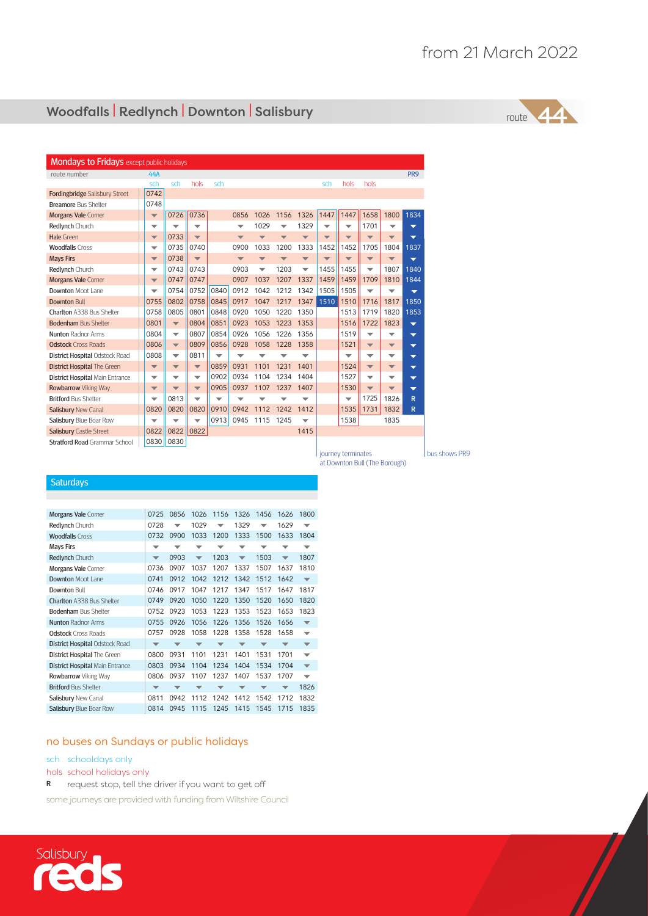from 21 March 2022

# Woodfalls | Redlynch | Downton | Salisbury

route 44

## Mondays to Fridays except public holidays

| route number | 44A | | | | | | | | | | | | PR9 |
|---|---|---|---|---|---|---|---|---|---|---|---|---|---|
| | sch | sch | hols | sch | | | | | sch | hols | hols | | |
| Fordingbridge Salisbury Street | 0742 | | | | | | | | | | | | |
| Breamore Bus Shelter | 0748 | | | | | | | | | | | | |
| Morgans Vale Corner | ▼ | 0726 | 0736 | | 0856 | 1026 | 1156 | 1326 | 1447 | 1447 | 1658 | 1800 | 1834 |
| Redlynch Church | ▼ | ▼ | ▼ | | ▼ | 1029 | ▼ | 1329 | ▼ | ▼ | 1701 | ▼ | ▼ |
| Hale Green | ▼ | 0733 | ▼ | | ▼ | ▼ | ▼ | ▼ | ▼ | ▼ | ▼ | ▼ | ▼ |
| Woodfalls Cross | ▼ | 0735 | 0740 | | 0900 | 1033 | 1200 | 1333 | 1452 | 1452 | 1705 | 1804 | 1837 |
| Mays Firs | ▼ | 0738 | ▼ | | ▼ | ▼ | ▼ | ▼ | ▼ | ▼ | ▼ | ▼ | ▼ |
| Redlynch Church | ▼ | 0743 | 0743 | | 0903 | ▼ | 1203 | ▼ | 1455 | 1455 | ▼ | 1807 | 1840 |
| Morgans Vale Corner | ▼ | 0747 | 0747 | | 0907 | 1037 | 1207 | 1337 | 1459 | 1459 | 1709 | 1810 | 1844 |
| Downton Moot Lane | ▼ | 0754 | 0752 | 0840 | 0912 | 1042 | 1212 | 1342 | 1505 | 1505 | ▼ | ▼ | ▼ |
| Downton Bull | 0755 | 0802 | 0758 | 0845 | 0917 | 1047 | 1217 | 1347 | 1510 | 1510 | 1716 | 1817 | 1850 |
| Charlton A338 Bus Shelter | 0758 | 0805 | 0801 | 0848 | 0920 | 1050 | 1220 | 1350 | | 1513 | 1719 | 1820 | 1853 |
| Bodenham Bus Shelter | 0801 | ▼ | 0804 | 0851 | 0923 | 1053 | 1223 | 1353 | | 1516 | 1722 | 1823 | ▼ |
| Nunton Radnor Arms | 0804 | ▼ | 0807 | 0854 | 0926 | 1056 | 1226 | 1356 | | 1519 | ▼ | ▼ | ▼ |
| Odstock Cross Roads | 0806 | ▼ | 0809 | 0856 | 0928 | 1058 | 1228 | 1358 | | 1521 | ▼ | ▼ | ▼ |
| District Hospital Odstock Road | 0808 | ▼ | 0811 | ▼ | ▼ | ▼ | ▼ | ▼ | | ▼ | ▼ | ▼ | ▼ |
| District Hospital The Green | ▼ | ▼ | ▼ | 0859 | 0931 | 1101 | 1231 | 1401 | | 1524 | ▼ | ▼ | ▼ |
| District Hospital Main Entrance | ▼ | ▼ | ▼ | 0902 | 0934 | 1104 | 1234 | 1404 | | 1527 | ▼ | ▼ | ▼ |
| Rowbarrow Viking Way | ▼ | ▼ | ▼ | 0905 | 0937 | 1107 | 1237 | 1407 | | 1530 | ▼ | ▼ | ▼ |
| Britford Bus Shelter | ▼ | 0813 | ▼ | ▼ | ▼ | ▼ | ▼ | ▼ | | ▼ | 1725 | 1826 | R |
| Salisbury New Canal | 0820 | 0820 | 0820 | 0910 | 0942 | 1112 | 1242 | 1412 | | 1535 | 1731 | 1832 | R |
| Salisbury Blue Boar Row | ▼ | ▼ | ▼ | 0913 | 0945 | 1115 | 1245 | ▼ | | 1538 | | 1835 | |
| Salisbury Castle Street | 0822 | 0822 | 0822 | | | | | 1415 | | | | | |
| Stratford Road Grammar School | 0830 | 0830 | | | | | | | | | | | |

journey terminates at Downton Bull (The Borough)

bus shows PR9

## Saturdays

| | | | | | | | | |
|---|---|---|---|---|---|---|---|---|
| Morgans Vale Corner | 0725 | 0856 | 1026 | 1156 | 1326 | 1456 | 1626 | 1800 |
| Redlynch Church | 0728 | ▼ | 1029 | ▼ | 1329 | ▼ | 1629 | ▼ |
| Woodfalls Cross | 0732 | 0900 | 1033 | 1200 | 1333 | 1500 | 1633 | 1804 |
| Mays Firs | ▼ | ▼ | ▼ | ▼ | ▼ | ▼ | ▼ | ▼ |
| Redlynch Church | ▼ | 0903 | ▼ | 1203 | ▼ | 1503 | ▼ | 1807 |
| Morgans Vale Corner | 0736 | 0907 | 1037 | 1207 | 1337 | 1507 | 1637 | 1810 |
| Downton Moot Lane | 0741 | 0912 | 1042 | 1212 | 1342 | 1512 | 1642 | ▼ |
| Downton Bull | 0746 | 0917 | 1047 | 1217 | 1347 | 1517 | 1647 | 1817 |
| Charlton A338 Bus Shelter | 0749 | 0920 | 1050 | 1220 | 1350 | 1520 | 1650 | 1820 |
| Bodenham Bus Shelter | 0752 | 0923 | 1053 | 1223 | 1353 | 1523 | 1653 | 1823 |
| Nunton Radnor Arms | 0755 | 0926 | 1056 | 1226 | 1356 | 1526 | 1656 | ▼ |
| Odstock Cross Roads | 0757 | 0928 | 1058 | 1228 | 1358 | 1528 | 1658 | ▼ |
| District Hospital Odstock Road | ▼ | ▼ | ▼ | ▼ | ▼ | ▼ | ▼ | ▼ |
| District Hospital The Green | 0800 | 0931 | 1101 | 1231 | 1401 | 1531 | 1701 | ▼ |
| District Hospital Main Entrance | 0803 | 0934 | 1104 | 1234 | 1404 | 1534 | 1704 | ▼ |
| Rowbarrow Viking Way | 0806 | 0937 | 1107 | 1237 | 1407 | 1537 | 1707 | ▼ |
| Britford Bus Shelter | ▼ | ▼ | ▼ | ▼ | ▼ | ▼ | ▼ | 1826 |
| Salisbury New Canal | 0811 | 0942 | 1112 | 1242 | 1412 | 1542 | 1712 | 1832 |
| Salisbury Blue Boar Row | 0814 | 0945 | 1115 | 1245 | 1415 | 1545 | 1715 | 1835 |

no buses on Sundays or public holidays

sch schooldays only

hols school holidays only

R request stop, tell the driver if you want to get off

some journeys are provided with funding from Wiltshire Council

Salisbury reds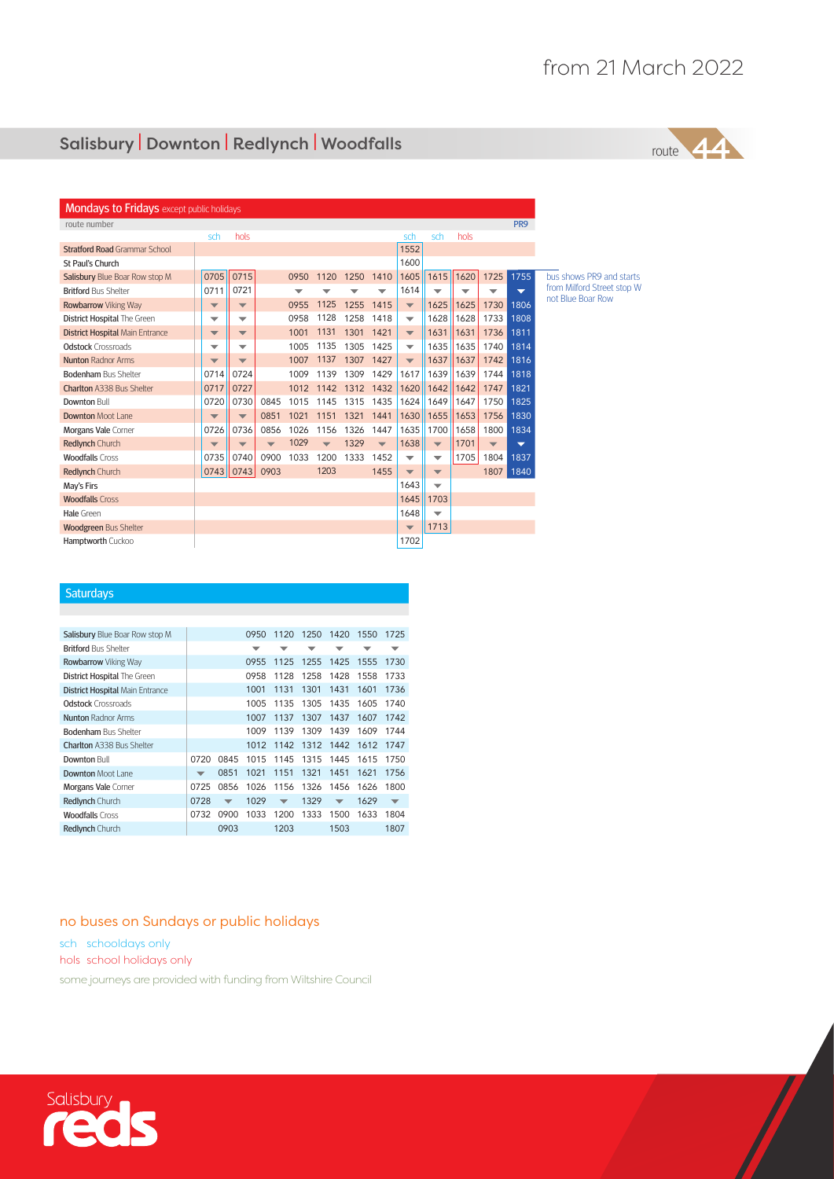from 21 March 2022

# Salisbury | Downton | Redlynch | Woodfalls

route 44

## Mondays to Fridays except public holidays

| route number | | | | | | | | | | | | PR9 |
|---|---|---|---|---|---|---|---|---|---|---|---|---|
| | sch | hols | | | | | | sch | sch | hols | | |
| **Stratford Road** Grammar School | | | | | | | | 1552 | | | | |
| **St Paul's Church** | | | | | | | | 1600 | | | | |
| **Salisbury** Blue Boar Row stop M | 0705 | 0715 | | 0950 | 1120 | 1250 | 1410 | 1605 | 1615 | 1620 | 1725 | 1755 |
| **Britford** Bus Shelter | 0711 | 0721 | | ▼ | ▼ | ▼ | ▼ | 1614 | ▼ | ▼ | ▼ | ▼ |
| **Rowbarrow** Viking Way | ▼ | ▼ | | 0955 | 1125 | 1255 | 1415 | ▼ | 1625 | 1625 | 1730 | 1806 |
| **District Hospital** The Green | ▼ | ▼ | | 0958 | 1128 | 1258 | 1418 | ▼ | 1628 | 1628 | 1733 | 1808 |
| **District Hospital** Main Entrance | ▼ | ▼ | | 1001 | 1131 | 1301 | 1421 | ▼ | 1631 | 1631 | 1736 | 1811 |
| **Odstock** Crossroads | ▼ | ▼ | | 1005 | 1135 | 1305 | 1425 | ▼ | 1635 | 1635 | 1740 | 1814 |
| **Nunton** Radnor Arms | ▼ | ▼ | | 1007 | 1137 | 1307 | 1427 | ▼ | 1637 | 1637 | 1742 | 1816 |
| **Bodenham** Bus Shelter | 0714 | 0724 | | 1009 | 1139 | 1309 | 1429 | 1617 | 1639 | 1639 | 1744 | 1818 |
| **Charlton** A338 Bus Shelter | 0717 | 0727 | | 1012 | 1142 | 1312 | 1432 | 1620 | 1642 | 1642 | 1747 | 1821 |
| **Downton** Bull | 0720 | 0730 | 0845 | 1015 | 1145 | 1315 | 1435 | 1624 | 1649 | 1647 | 1750 | 1825 |
| **Downton** Moot Lane | ▼ | ▼ | 0851 | 1021 | 1151 | 1321 | 1441 | 1630 | 1655 | 1653 | 1756 | 1830 |
| **Morgans Vale** Corner | 0726 | 0736 | 0856 | 1026 | 1156 | 1326 | 1447 | 1635 | 1700 | 1658 | 1800 | 1834 |
| **Redlynch** Church | ▼ | ▼ | ▼ | 1029 | ▼ | 1329 | ▼ | 1638 | ▼ | 1701 | ▼ | ▼ |
| **Woodfalls** Cross | 0735 | 0740 | 0900 | 1033 | 1200 | 1333 | 1452 | ▼ | ▼ | 1705 | 1804 | 1837 |
| **Redlynch** Church | 0743 | 0743 | 0903 | | 1203 | | 1455 | ▼ | ▼ | | 1807 | 1840 |
| **May's Firs** | | | | | | | | 1643 | ▼ | | | |
| **Woodfalls** Cross | | | | | | | | 1645 | 1703 | | | |
| **Hale** Green | | | | | | | | 1648 | ▼ | | | |
| **Woodgreen** Bus Shelter | | | | | | | | ▼ | 1713 | | | |
| **Hamptworth** Cuckoo | | | | | | | | 1702 | | | | |

bus shows PR9 and starts from Milford Street stop W not Blue Boar Row

## Saturdays

| | | | | | | | | |
|---|---|---|---|---|---|---|---|---|
| **Salisbury** Blue Boar Row stop M | | | 0950 | 1120 | 1250 | 1420 | 1550 | 1725 |
| **Britford** Bus Shelter | | | ▼ | ▼ | ▼ | ▼ | ▼ | ▼ |
| **Rowbarrow** Viking Way | | | 0955 | 1125 | 1255 | 1425 | 1555 | 1730 |
| **District Hospital** The Green | | | 0958 | 1128 | 1258 | 1428 | 1558 | 1733 |
| **District Hospital** Main Entrance | | | 1001 | 1131 | 1301 | 1431 | 1601 | 1736 |
| **Odstock** Crossroads | | | 1005 | 1135 | 1305 | 1435 | 1605 | 1740 |
| **Nunton** Radnor Arms | | | 1007 | 1137 | 1307 | 1437 | 1607 | 1742 |
| **Bodenham** Bus Shelter | | | 1009 | 1139 | 1309 | 1439 | 1609 | 1744 |
| **Charlton** A338 Bus Shelter | | | 1012 | 1142 | 1312 | 1442 | 1612 | 1747 |
| **Downton** Bull | 0720 | 0845 | 1015 | 1145 | 1315 | 1445 | 1615 | 1750 |
| **Downton** Moot Lane | ▼ | 0851 | 1021 | 1151 | 1321 | 1451 | 1621 | 1756 |
| **Morgans Vale** Corner | 0725 | 0856 | 1026 | 1156 | 1326 | 1456 | 1626 | 1800 |
| **Redlynch** Church | 0728 | ▼ | 1029 | ▼ | 1329 | ▼ | 1629 | ▼ |
| **Woodfalls** Cross | 0732 | 0900 | 1033 | 1200 | 1333 | 1500 | 1633 | 1804 |
| **Redlynch** Church | | 0903 | | 1203 | | 1503 | | 1807 |

no buses on Sundays or public holidays

sch schooldays only

hols school holidays only

some journeys are provided with funding from Wiltshire Council

Salisbury reds